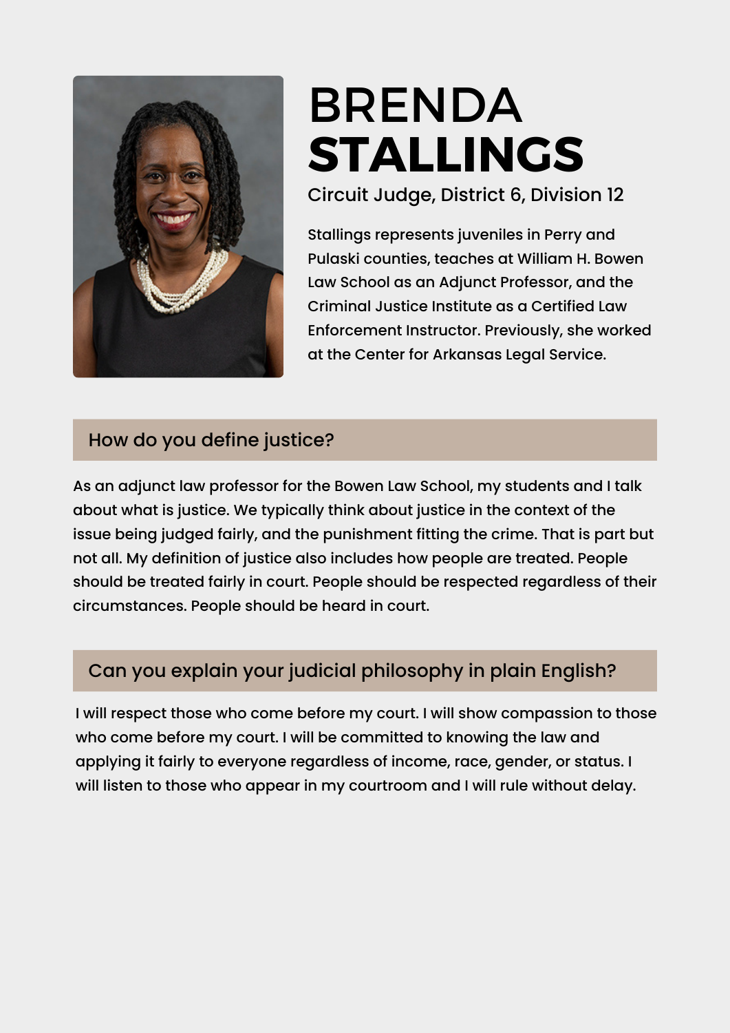# BRENDA **STALLINGS**

Circuit Judge, District 6, Division 12

Stallings represents juveniles in Perry and Pulaski counties, teaches at William H. Bowen Law School as an Adjunct Professor, and the Criminal Justice Institute as a Certified Law Enforcement Instructor. Previously, she worked at the Center for Arkansas Legal Service.

## How do you define justice?

As an adjunct law professor for the Bowen Law School, my students and I talk about what is justice. We typically think about justice in the context of the issue being judged fairly, and the punishment fitting the crime. That is part but not all. My definition of justice also includes how people are treated. People should be treated fairly in court. People should be respected regardless of their circumstances. People should be heard in court.

## Can you explain your judicial philosophy in plain English?

I will respect those who come before my court. I will show compassion to those who come before my court. I will be committed to knowing the law and applying it fairly to everyone regardless of income, race, gender, or status. I will listen to those who appear in my courtroom and I will rule without delay.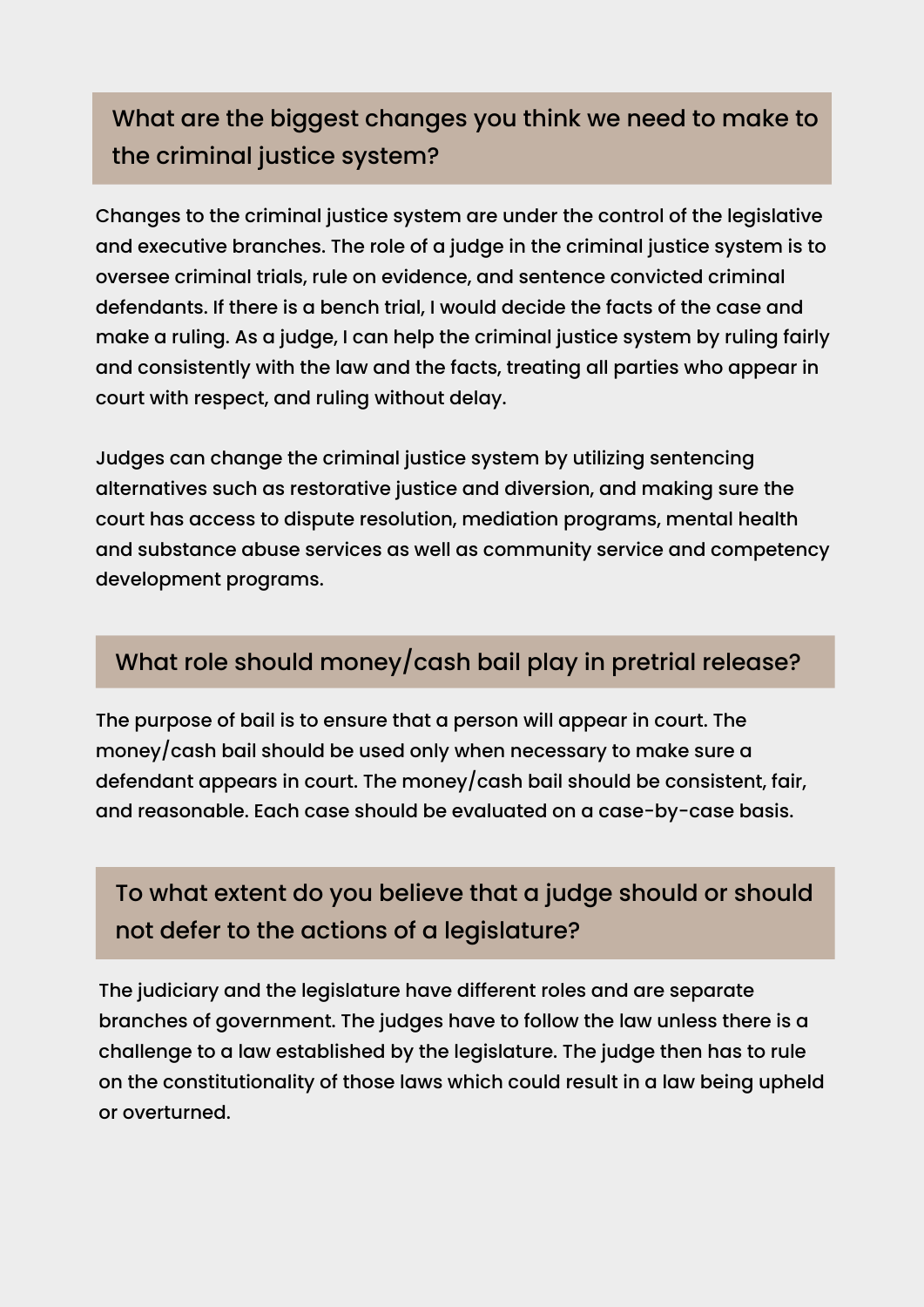## What are the biggest changes you think we need to make to the criminal justice system?

Changes to the criminal justice system are under the control of the legislative and executive branches. The role of a judge in the criminal justice system is to oversee criminal trials, rule on evidence, and sentence convicted criminal defendants. If there is a bench trial, I would decide the facts of the case and make a ruling. As a judge, I can help the criminal justice system by ruling fairly and consistently with the law and the facts, treating all parties who appear in court with respect, and ruling without delay.

Judges can change the criminal justice system by utilizing sentencing alternatives such as restorative justice and diversion, and making sure the court has access to dispute resolution, mediation programs, mental health and substance abuse services as well as community service and competency development programs.

## What role should money/cash bail play in pretrial release?

The purpose of bail is to ensure that a person will appear in court. The money/cash bail should be used only when necessary to make sure a defendant appears in court. The money/cash bail should be consistent, fair, and reasonable. Each case should be evaluated on a case-by-case basis.

## To what extent do you believe that a judge should or should not defer to the actions of a legislature?

The judiciary and the legislature have different roles and are separate branches of government. The judges have to follow the law unless there is a challenge to a law established by the legislature. The judge then has to rule on the constitutionality of those laws which could result in a law being upheld or overturned.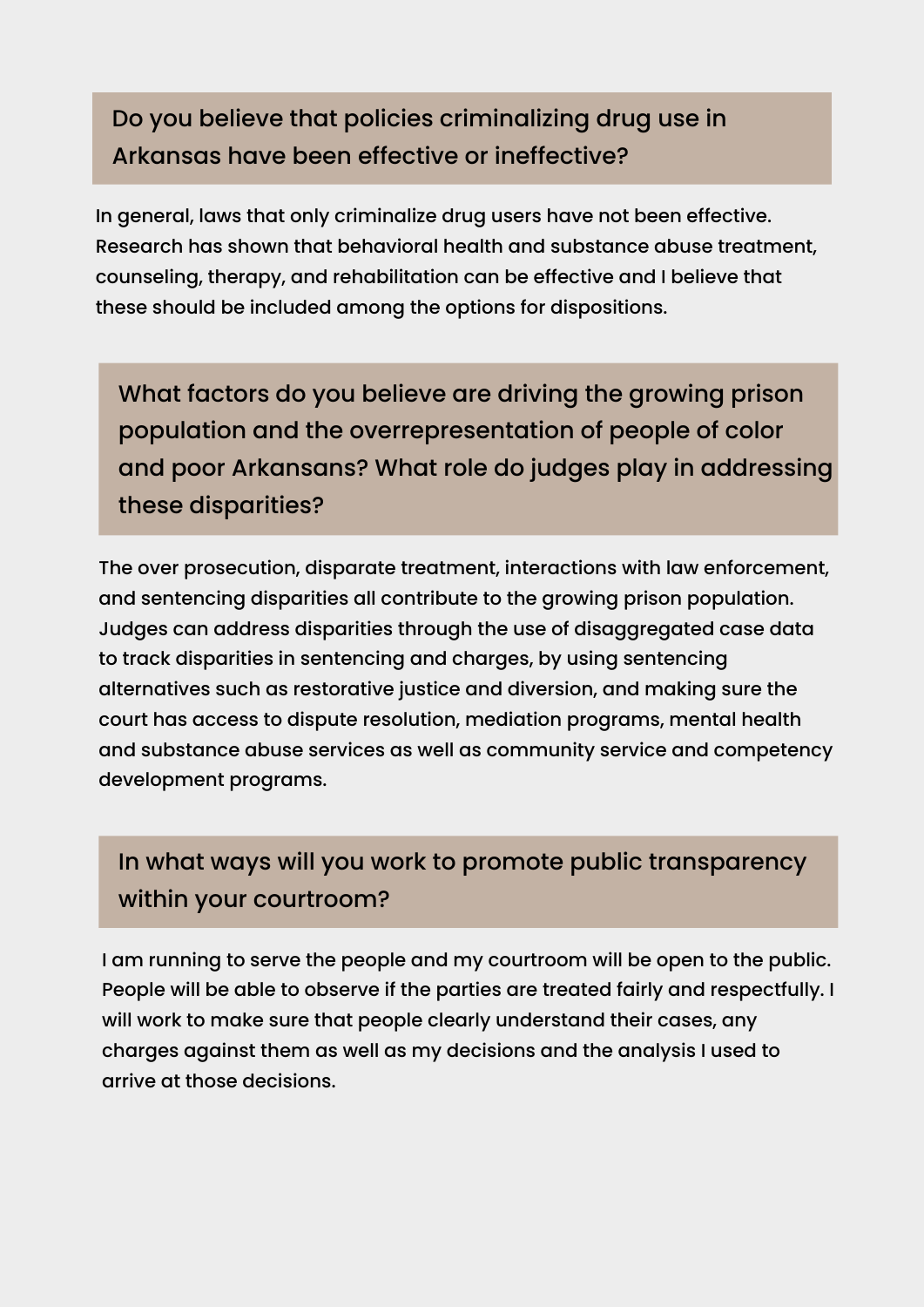## Do you believe that policies criminalizing drug use in Arkansas have been effective or ineffective?

In general, laws that only criminalize drug users have not been effective. Research has shown that behavioral health and substance abuse treatment, counseling, therapy, and rehabilitation can be effective and I believe that these should be included among the options for dispositions.

## What factors do you believe are driving the growing prison population and the overrepresentation of people of color and poor Arkansans? What role do judges play in addressing these disparities?

The over prosecution, disparate treatment, interactions with law enforcement, and sentencing disparities all contribute to the growing prison population. Judges can address disparities through the use of disaggregated case data to track disparities in sentencing and charges, by using sentencing alternatives such as restorative justice and diversion, and making sure the court has access to dispute resolution, mediation programs, mental health and substance abuse services as well as community service and competency development programs.

## In what ways will you work to promote public transparency within your courtroom?

I am running to serve the people and my courtroom will be open to the public. People will be able to observe if the parties are treated fairly and respectfully. I will work to make sure that people clearly understand their cases, any charges against them as well as my decisions and the analysis I used to arrive at those decisions.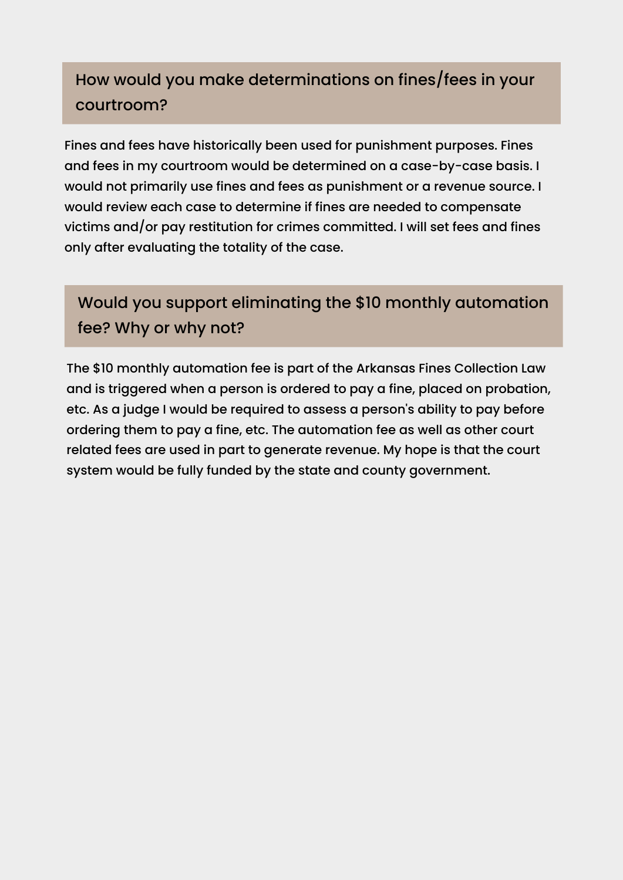## How would you make determinations on fines/fees in your courtroom?

Fines and fees have historically been used for punishment purposes. Fines and fees in my courtroom would be determined on a case-by-case basis. I would not primarily use fines and fees as punishment or a revenue source. I would review each case to determine if fines are needed to compensate victims and/or pay restitution for crimes committed. I will set fees and fines only after evaluating the totality of the case.

## Would you support eliminating the $10 monthly automation fee? Why or why not?

The $10 monthly automation fee is part of the Arkansas Fines Collection Law and is triggered when a person is ordered to pay a fine, placed on probation, etc. As a judge I would be required to assess a person's ability to pay before ordering them to pay a fine, etc. The automation fee as well as other court related fees are used in part to generate revenue. My hope is that the court system would be fully funded by the state and county government.